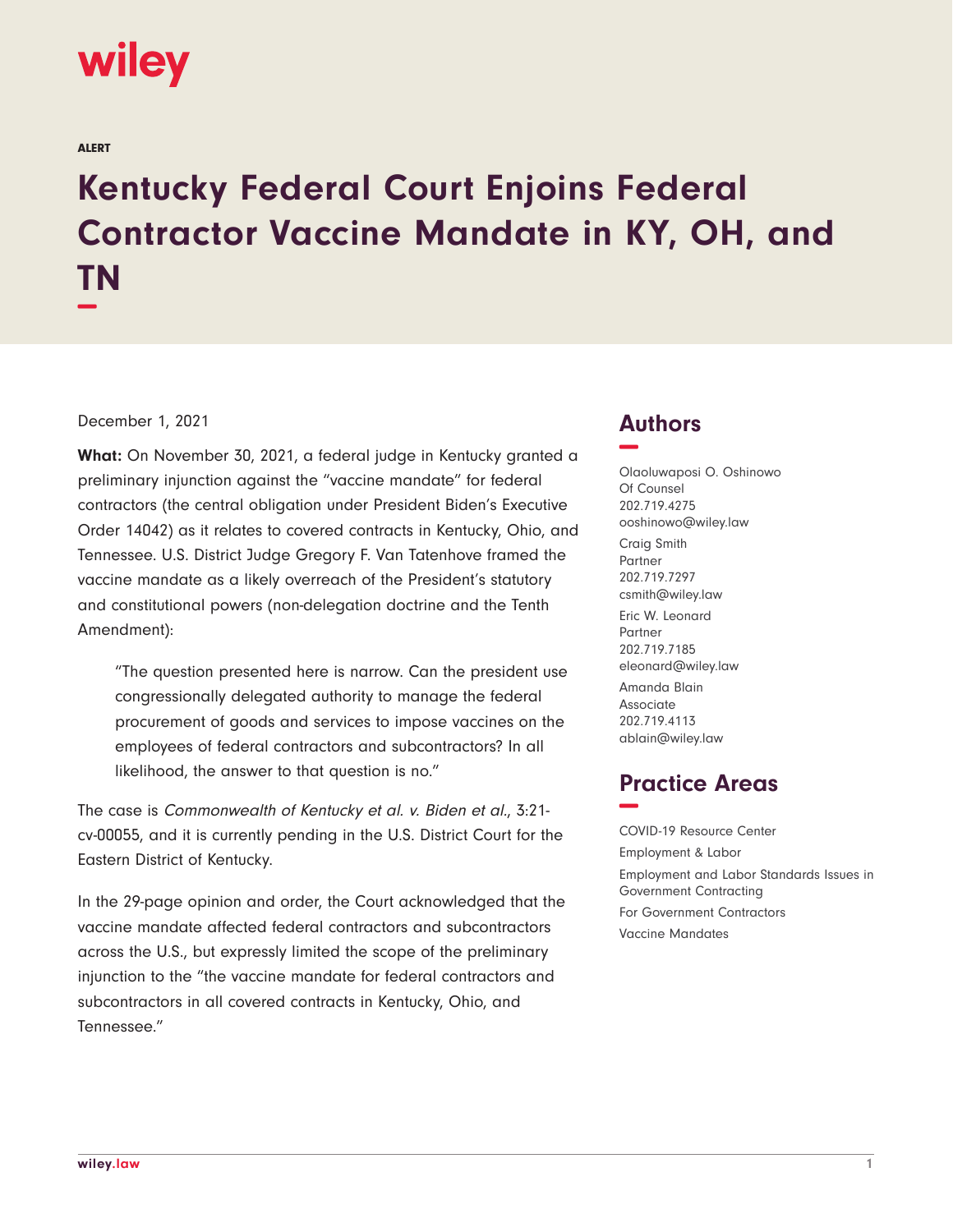wiley

ALERT

# Kentucky Federal Court Enjoins Federal Contractor Vaccine Mandate in KY, OH, and TN

December 1, 2021

**What:** On November 30, 2021, a federal judge in Kentucky granted a preliminary injunction against the "vaccine mandate" for federal contractors (the central obligation under President Biden's Executive Order 14042) as it relates to covered contracts in Kentucky, Ohio, and Tennessee. U.S. District Judge Gregory F. Van Tatenhove framed the vaccine mandate as a likely overreach of the President's statutory and constitutional powers (non-delegation doctrine and the Tenth Amendment):

> "The question presented here is narrow. Can the president use congressionally delegated authority to manage the federal procurement of goods and services to impose vaccines on the employees of federal contractors and subcontractors? In all likelihood, the answer to that question is no."

The case is *Commonwealth of Kentucky et al. v. Biden et al.*, 3:21-cv-00055, and it is currently pending in the U.S. District Court for the Eastern District of Kentucky.

In the 29-page opinion and order, the Court acknowledged that the vaccine mandate affected federal contractors and subcontractors across the U.S., but expressly limited the scope of the preliminary injunction to the "the vaccine mandate for federal contractors and subcontractors in all covered contracts in Kentucky, Ohio, and Tennessee."

## Authors

Olaoluwaposi O. Oshinowo
Of Counsel
202.719.4275
ooshinowo@wiley.law

Craig Smith
Partner
202.719.7297
csmith@wiley.law

Eric W. Leonard
Partner
202.719.7185
eleonard@wiley.law

Amanda Blain
Associate
202.719.4113
ablain@wiley.law

## Practice Areas

COVID-19 Resource Center

Employment & Labor

Employment and Labor Standards Issues in Government Contracting

For Government Contractors

Vaccine Mandates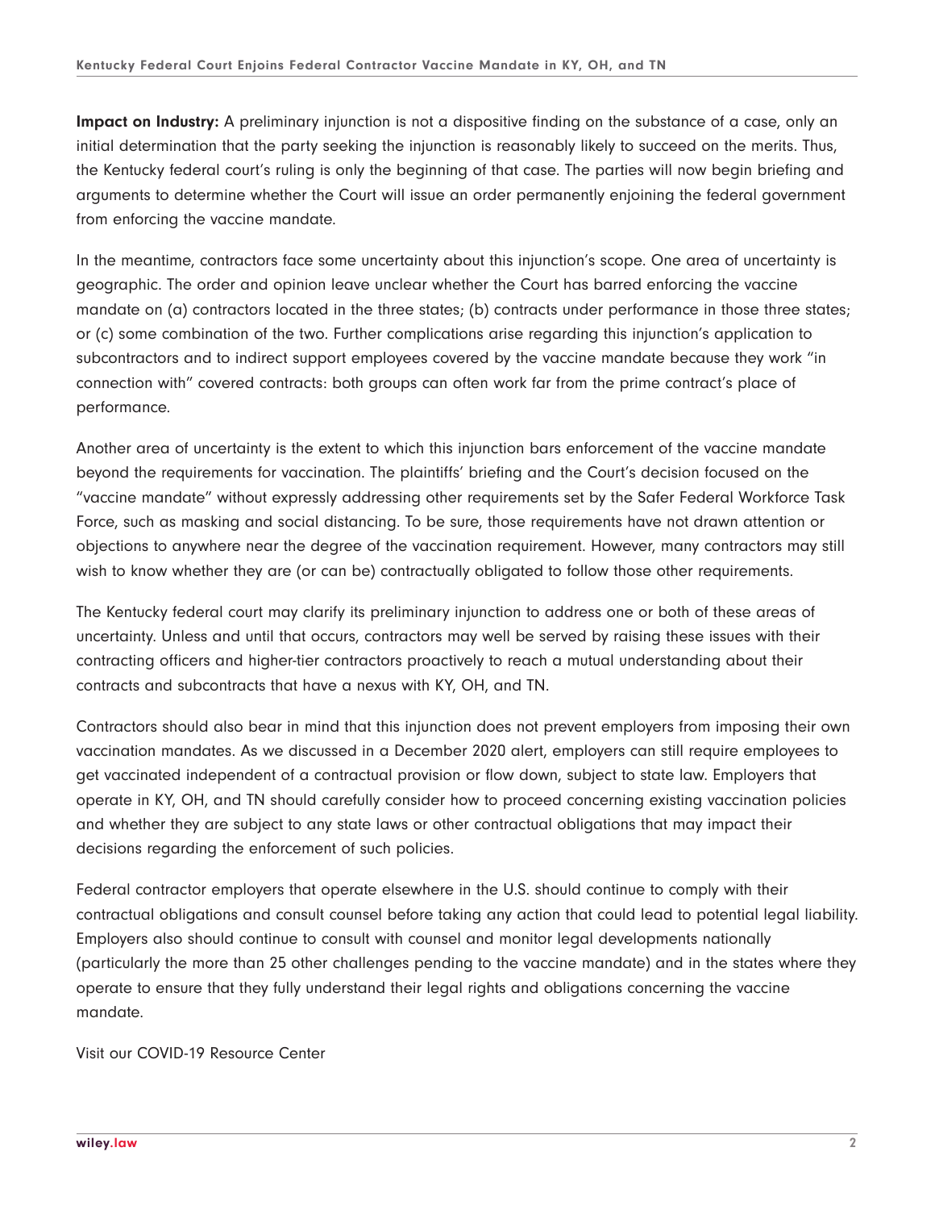**Impact on Industry:** A preliminary injunction is not a dispositive finding on the substance of a case, only an initial determination that the party seeking the injunction is reasonably likely to succeed on the merits. Thus, the Kentucky federal court's ruling is only the beginning of that case. The parties will now begin briefing and arguments to determine whether the Court will issue an order permanently enjoining the federal government from enforcing the vaccine mandate.

In the meantime, contractors face some uncertainty about this injunction's scope. One area of uncertainty is geographic. The order and opinion leave unclear whether the Court has barred enforcing the vaccine mandate on (a) contractors located in the three states; (b) contracts under performance in those three states; or (c) some combination of the two. Further complications arise regarding this injunction's application to subcontractors and to indirect support employees covered by the vaccine mandate because they work "in connection with" covered contracts: both groups can often work far from the prime contract's place of performance.

Another area of uncertainty is the extent to which this injunction bars enforcement of the vaccine mandate beyond the requirements for vaccination. The plaintiffs' briefing and the Court's decision focused on the "vaccine mandate" without expressly addressing other requirements set by the Safer Federal Workforce Task Force, such as masking and social distancing. To be sure, those requirements have not drawn attention or objections to anywhere near the degree of the vaccination requirement. However, many contractors may still wish to know whether they are (or can be) contractually obligated to follow those other requirements.

The Kentucky federal court may clarify its preliminary injunction to address one or both of these areas of uncertainty. Unless and until that occurs, contractors may well be served by raising these issues with their contracting officers and higher-tier contractors proactively to reach a mutual understanding about their contracts and subcontracts that have a nexus with KY, OH, and TN.

Contractors should also bear in mind that this injunction does not prevent employers from imposing their own vaccination mandates. As we discussed in a December 2020 alert, employers can still require employees to get vaccinated independent of a contractual provision or flow down, subject to state law. Employers that operate in KY, OH, and TN should carefully consider how to proceed concerning existing vaccination policies and whether they are subject to any state laws or other contractual obligations that may impact their decisions regarding the enforcement of such policies.

Federal contractor employers that operate elsewhere in the U.S. should continue to comply with their contractual obligations and consult counsel before taking any action that could lead to potential legal liability. Employers also should continue to consult with counsel and monitor legal developments nationally (particularly the more than 25 other challenges pending to the vaccine mandate) and in the states where they operate to ensure that they fully understand their legal rights and obligations concerning the vaccine mandate.

Visit our COVID-19 Resource Center